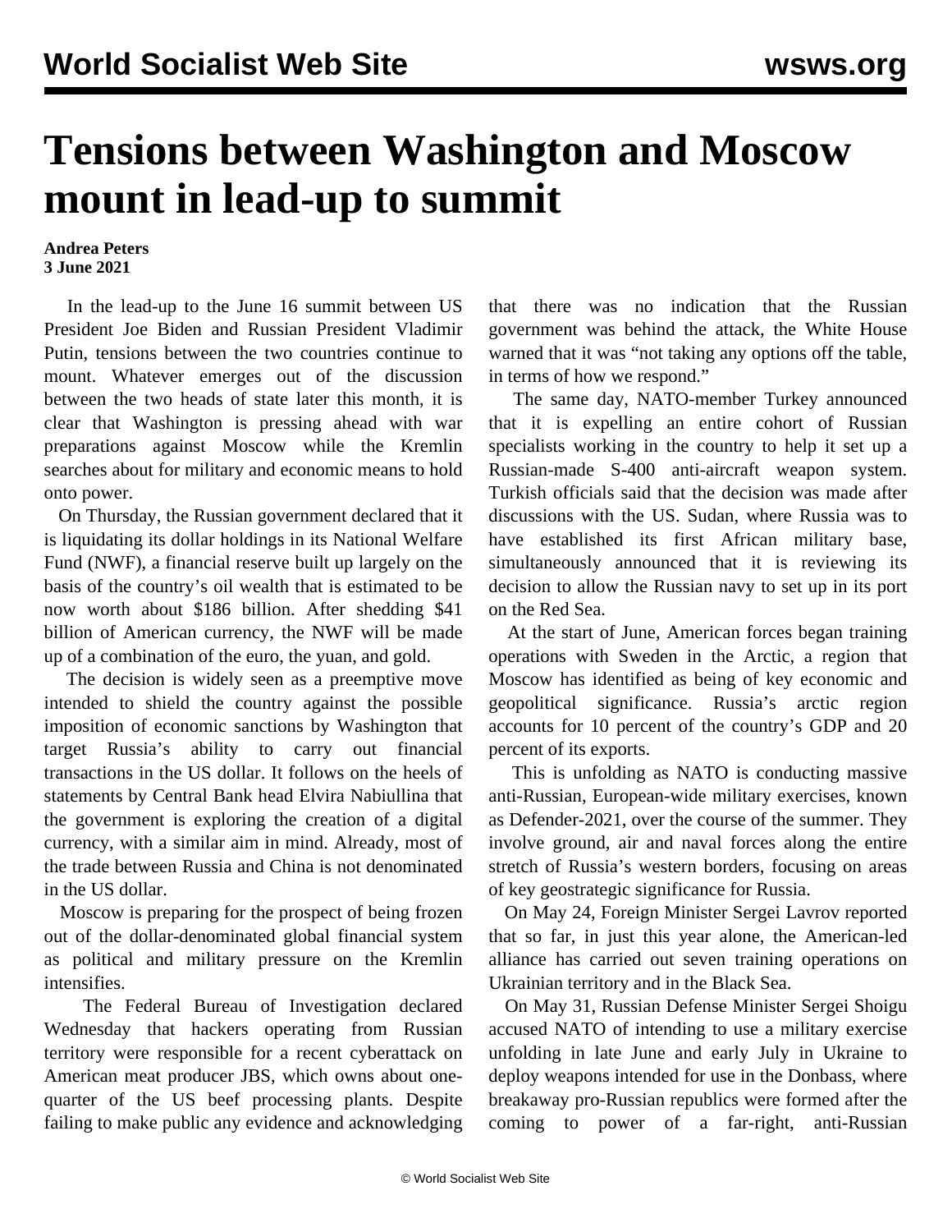# Tensions between Washington and Moscow mount in lead-up to summit

**Andrea Peters**
**3 June 2021**

In the lead-up to the June 16 summit between US President Joe Biden and Russian President Vladimir Putin, tensions between the two countries continue to mount. Whatever emerges out of the discussion between the two heads of state later this month, it is clear that Washington is pressing ahead with war preparations against Moscow while the Kremlin searches about for military and economic means to hold onto power.

On Thursday, the Russian government declared that it is liquidating its dollar holdings in its National Welfare Fund (NWF), a financial reserve built up largely on the basis of the country's oil wealth that is estimated to be now worth about $186 billion. After shedding $41 billion of American currency, the NWF will be made up of a combination of the euro, the yuan, and gold.

The decision is widely seen as a preemptive move intended to shield the country against the possible imposition of economic sanctions by Washington that target Russia's ability to carry out financial transactions in the US dollar. It follows on the heels of statements by Central Bank head Elvira Nabiullina that the government is exploring the creation of a digital currency, with a similar aim in mind. Already, most of the trade between Russia and China is not denominated in the US dollar.

Moscow is preparing for the prospect of being frozen out of the dollar-denominated global financial system as political and military pressure on the Kremlin intensifies.

The Federal Bureau of Investigation declared Wednesday that hackers operating from Russian territory were responsible for a recent cyberattack on American meat producer JBS, which owns about one-quarter of the US beef processing plants. Despite failing to make public any evidence and acknowledging that there was no indication that the Russian government was behind the attack, the White House warned that it was "not taking any options off the table, in terms of how we respond."

The same day, NATO-member Turkey announced that it is expelling an entire cohort of Russian specialists working in the country to help it set up a Russian-made S-400 anti-aircraft weapon system. Turkish officials said that the decision was made after discussions with the US. Sudan, where Russia was to have established its first African military base, simultaneously announced that it is reviewing its decision to allow the Russian navy to set up in its port on the Red Sea.

At the start of June, American forces began training operations with Sweden in the Arctic, a region that Moscow has identified as being of key economic and geopolitical significance. Russia's arctic region accounts for 10 percent of the country's GDP and 20 percent of its exports.

This is unfolding as NATO is conducting massive anti-Russian, European-wide military exercises, known as Defender-2021, over the course of the summer. They involve ground, air and naval forces along the entire stretch of Russia's western borders, focusing on areas of key geostrategic significance for Russia.

On May 24, Foreign Minister Sergei Lavrov reported that so far, in just this year alone, the American-led alliance has carried out seven training operations on Ukrainian territory and in the Black Sea.

On May 31, Russian Defense Minister Sergei Shoigu accused NATO of intending to use a military exercise unfolding in late June and early July in Ukraine to deploy weapons intended for use in the Donbass, where breakaway pro-Russian republics were formed after the coming to power of a far-right, anti-Russian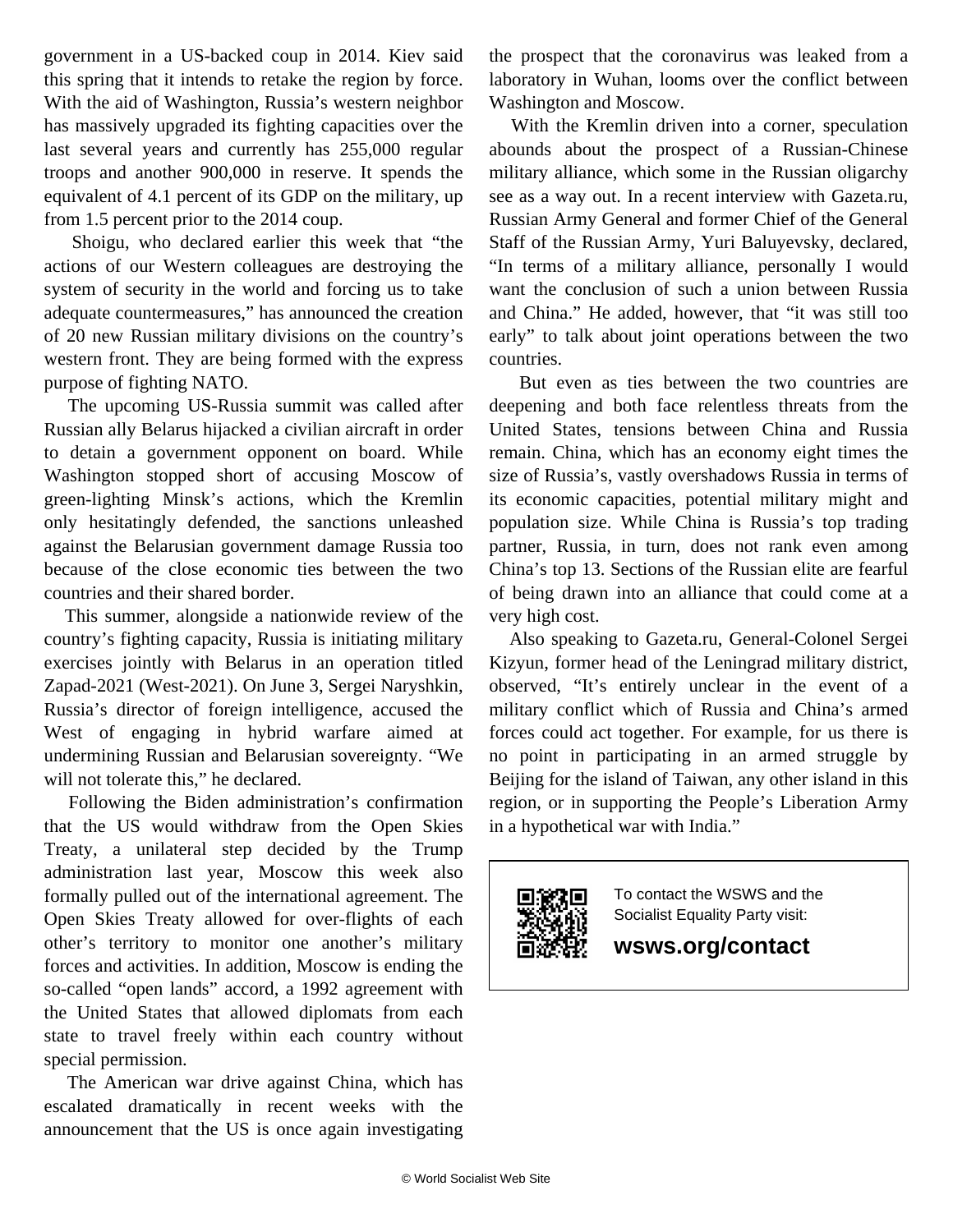government in a US-backed coup in 2014. Kiev said this spring that it intends to retake the region by force. With the aid of Washington, Russia's western neighbor has massively upgraded its fighting capacities over the last several years and currently has 255,000 regular troops and another 900,000 in reserve. It spends the equivalent of 4.1 percent of its GDP on the military, up from 1.5 percent prior to the 2014 coup.

Shoigu, who declared earlier this week that "the actions of our Western colleagues are destroying the system of security in the world and forcing us to take adequate countermeasures," has announced the creation of 20 new Russian military divisions on the country's western front. They are being formed with the express purpose of fighting NATO.

The upcoming US-Russia summit was called after Russian ally Belarus hijacked a civilian aircraft in order to detain a government opponent on board. While Washington stopped short of accusing Moscow of green-lighting Minsk's actions, which the Kremlin only hesitatingly defended, the sanctions unleashed against the Belarusian government damage Russia too because of the close economic ties between the two countries and their shared border.

This summer, alongside a nationwide review of the country's fighting capacity, Russia is initiating military exercises jointly with Belarus in an operation titled Zapad-2021 (West-2021). On June 3, Sergei Naryshkin, Russia's director of foreign intelligence, accused the West of engaging in hybrid warfare aimed at undermining Russian and Belarusian sovereignty. "We will not tolerate this," he declared.

Following the Biden administration's confirmation that the US would withdraw from the Open Skies Treaty, a unilateral step decided by the Trump administration last year, Moscow this week also formally pulled out of the international agreement. The Open Skies Treaty allowed for over-flights of each other's territory to monitor one another's military forces and activities. In addition, Moscow is ending the so-called "open lands" accord, a 1992 agreement with the United States that allowed diplomats from each state to travel freely within each country without special permission.

The American war drive against China, which has escalated dramatically in recent weeks with the announcement that the US is once again investigating the prospect that the coronavirus was leaked from a laboratory in Wuhan, looms over the conflict between Washington and Moscow.

With the Kremlin driven into a corner, speculation abounds about the prospect of a Russian-Chinese military alliance, which some in the Russian oligarchy see as a way out. In a recent interview with Gazeta.ru, Russian Army General and former Chief of the General Staff of the Russian Army, Yuri Baluyevsky, declared, "In terms of a military alliance, personally I would want the conclusion of such a union between Russia and China." He added, however, that "it was still too early" to talk about joint operations between the two countries.

But even as ties between the two countries are deepening and both face relentless threats from the United States, tensions between China and Russia remain. China, which has an economy eight times the size of Russia's, vastly overshadows Russia in terms of its economic capacities, potential military might and population size. While China is Russia's top trading partner, Russia, in turn, does not rank even among China's top 13. Sections of the Russian elite are fearful of being drawn into an alliance that could come at a very high cost.

Also speaking to Gazeta.ru, General-Colonel Sergei Kizyun, former head of the Leningrad military district, observed, "It's entirely unclear in the event of a military conflict which of Russia and China's armed forces could act together. For example, for us there is no point in participating in an armed struggle by Beijing for the island of Taiwan, any other island in this region, or in supporting the People's Liberation Army in a hypothetical war with India."

To contact the WSWS and the Socialist Equality Party visit:

**wsws.org/contact**